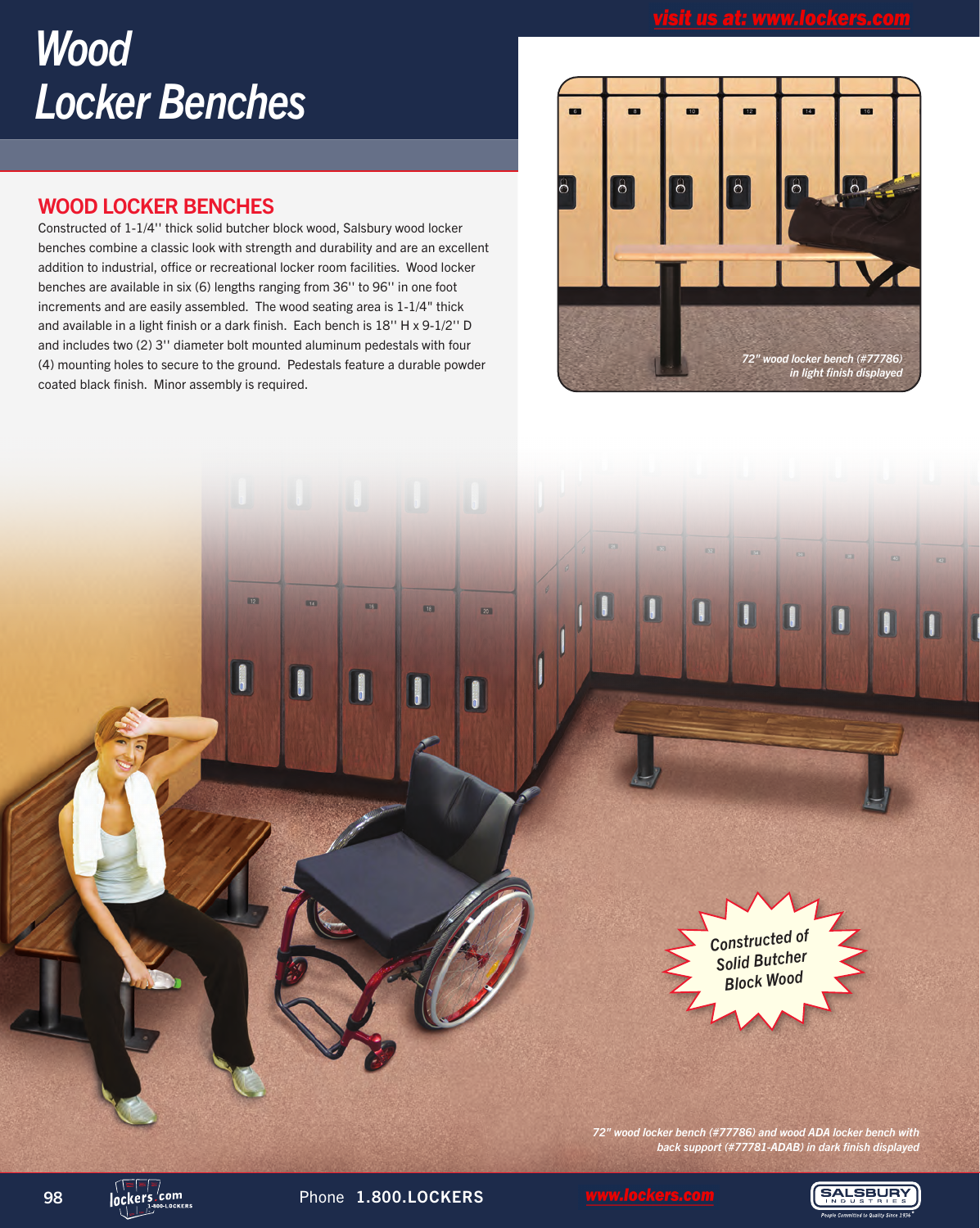# Wood Locker Benches

## WOOD LOCKER BENCHES

Constructed of 1-1/4'' thick solid butcher block wood, Salsbury wood locker benches combine a classic look with strength and durability and are an excellent addition to industrial, office or recreational locker room facilities. Wood locker benches are available in six (6) lengths ranging from 36'' to 96'' in one foot increments and are easily assembled. The wood seating area is 1-1/4" thick and available in a light finish or a dark finish. Each bench is 18'' H x 9-1/2'' D and includes two (2) 3'' diameter bolt mounted aluminum pedestals with four (4) mounting holes to secure to the ground. Pedestals feature a durable powder coated black finish. Minor assembly is required.

*72" wood locker bench (#77786) in light finish displayed*

Constructed of Solid Butcher Block Wood

*72" wood locker bench (#77786) and wood ADA locker bench with back support (#77781-ADAB) in dark finish displayed*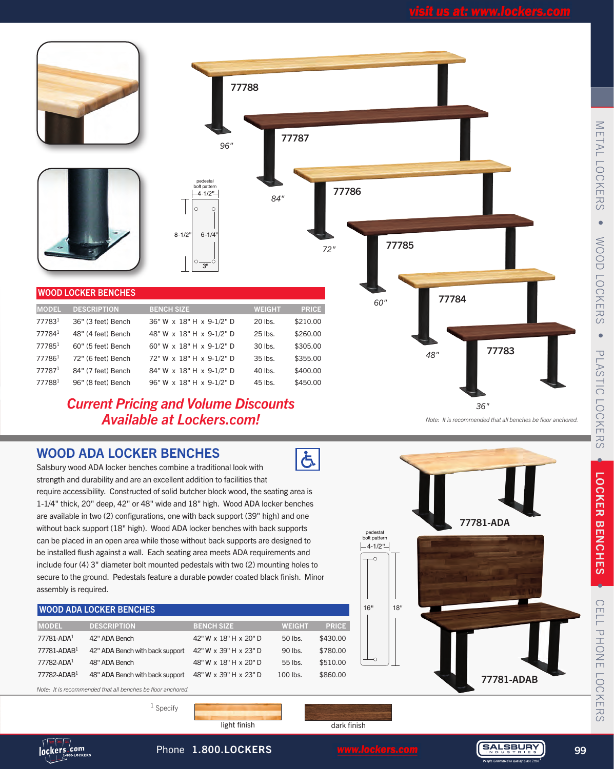## WOOD LOCKER BENCHES

| MODEL | DESCRIPTION | BENCH SIZE | WEIGHT | PRICE |
| --- | --- | --- | --- | --- |
| 77783[1] | 36" (3 feet) Bench | 36" W x 18" H x 9-1/2" D | 20 lbs. | $210.00 |
| 77784[1] | 48" (4 feet) Bench | 48" W x 18" H x 9-1/2" D | 25 lbs. | $260.00 |
| 77785[1] | 60" (5 feet) Bench | 60" W x 18" H x 9-1/2" D | 30 lbs. | $305.00 |
| 77786[1] | 72" (6 feet) Bench | 72" W x 18" H x 9-1/2" D | 35 lbs. | $355.00 |
| 77787[1] | 84" (7 feet) Bench | 84" W x 18" H x 9-1/2" D | 40 lbs. | $400.00 |
| 77788[1] | 96" (8 feet) Bench | 96" W x 18" H x 9-1/2" D | 45 lbs. | $450.00 |

***Current Pricing and Volume Discounts Available at Lockers.com!***

pedestal bolt pattern
4-1/2"
8-1/2"
6-1/4"
3"

77788
96"
77787
84"
77786
72"
77785
60"
77784
48"
77783
36"

*Note: It is recommended that all benches be floor anchored.*

## WOOD ADA LOCKER BENCHES

Salsbury wood ADA locker benches combine a traditional look with strength and durability and are an excellent addition to facilities that require accessibility. Constructed of solid butcher block wood, the seating area is 1-1/4" thick, 20" deep, 42" or 48" wide and 18" high. Wood ADA locker benches are available in two (2) configurations, one with back support (39" high) and one without back support (18" high). Wood ADA locker benches with back supports can be placed in an open area while those without back supports are designed to be installed flush against a wall. Each seating area meets ADA requirements and include four (4) 3" diameter bolt mounted pedestals with two (2) mounting holes to secure to the ground. Pedestals feature a durable powder coated black finish. Minor assembly is required.

### WOOD ADA LOCKER BENCHES

| MODEL | DESCRIPTION | BENCH SIZE | WEIGHT | PRICE |
| --- | --- | --- | --- | --- |
| 77781-ADA[1] | 42" ADA Bench | 42" W x 18" H x 20" D | 50 lbs. | $430.00 |
| 77781-ADAB[1] | 42" ADA Bench with back support | 42" W x 39" H x 23" D | 90 lbs. | $780.00 |
| 77782-ADA[1] | 48" ADA Bench | 48" W x 18" H x 20" D | 55 lbs. | $510.00 |
| 77782-ADAB[1] | 48" ADA Bench with back support | 48" W x 39" H x 23" D | 100 lbs. | $860.00 |

*Note: It is recommended that all benches be floor anchored.*

pedestal bolt pattern
4-1/2"
16"
18"

77781-ADA
77781-ADAB

[1] Specify

light finish
dark finish